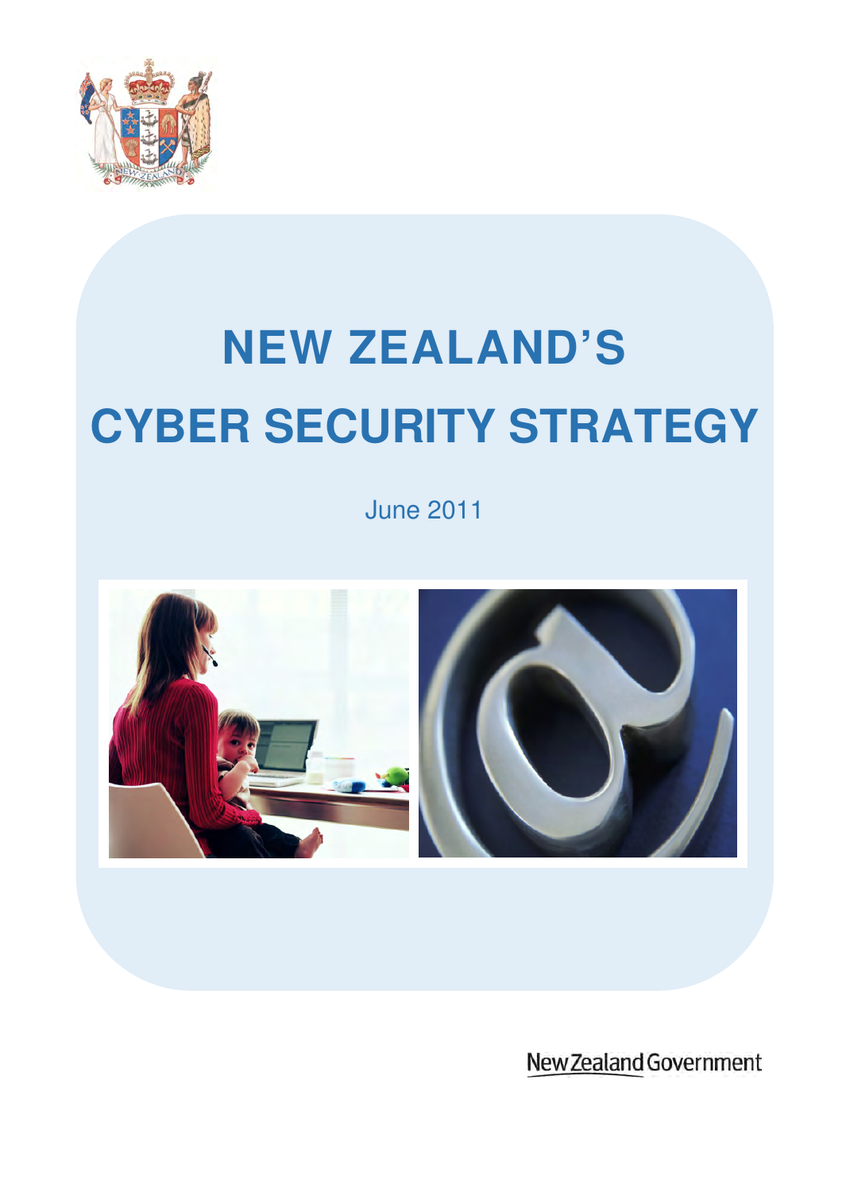# NEW ZEALAND'S CYBER SECURITY STRATEGY

June 2011

New Zealand Government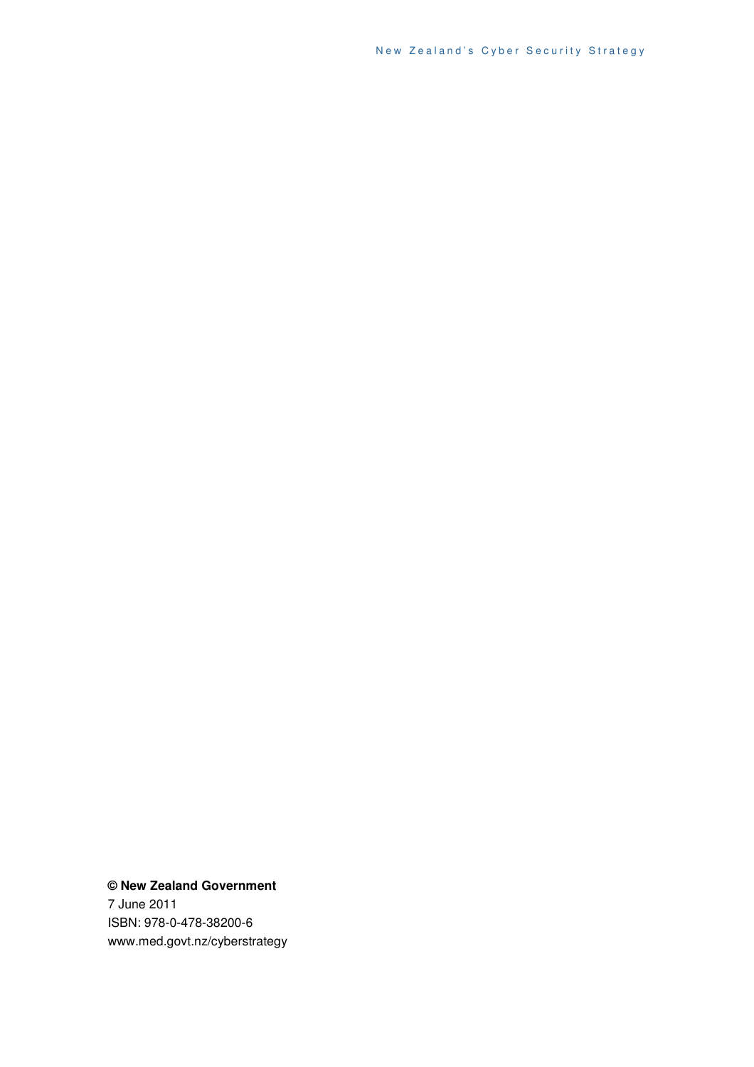**© New Zealand Government**

7 June 2011

ISBN: 978-0-478-38200-6

www.med.govt.nz/cyberstrategy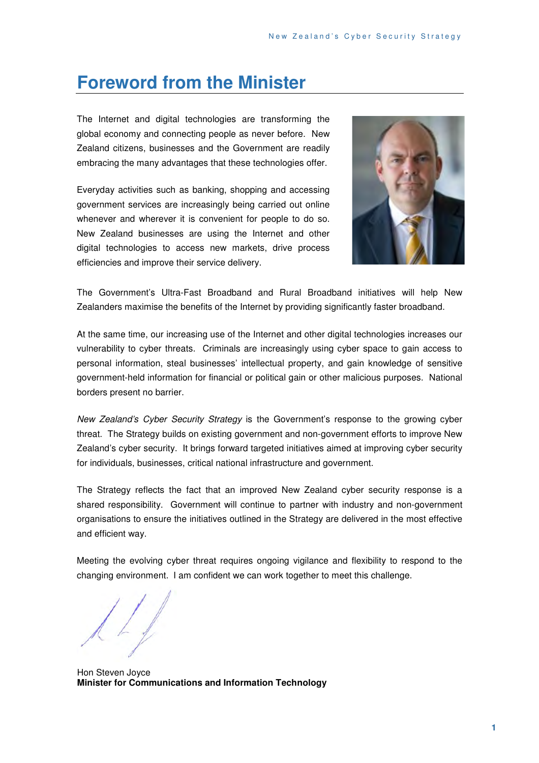# Foreword from the Minister

The Internet and digital technologies are transforming the global economy and connecting people as never before. New Zealand citizens, businesses and the Government are readily embracing the many advantages that these technologies offer.

Everyday activities such as banking, shopping and accessing government services are increasingly being carried out online whenever and wherever it is convenient for people to do so. New Zealand businesses are using the Internet and other digital technologies to access new markets, drive process efficiencies and improve their service delivery.

The Government's Ultra-Fast Broadband and Rural Broadband initiatives will help New Zealanders maximise the benefits of the Internet by providing significantly faster broadband.

At the same time, our increasing use of the Internet and other digital technologies increases our vulnerability to cyber threats. Criminals are increasingly using cyber space to gain access to personal information, steal businesses' intellectual property, and gain knowledge of sensitive government-held information for financial or political gain or other malicious purposes. National borders present no barrier.

*New Zealand's Cyber Security Strategy* is the Government's response to the growing cyber threat. The Strategy builds on existing government and non-government efforts to improve New Zealand's cyber security. It brings forward targeted initiatives aimed at improving cyber security for individuals, businesses, critical national infrastructure and government.

The Strategy reflects the fact that an improved New Zealand cyber security response is a shared responsibility. Government will continue to partner with industry and non-government organisations to ensure the initiatives outlined in the Strategy are delivered in the most effective and efficient way.

Meeting the evolving cyber threat requires ongoing vigilance and flexibility to respond to the changing environment. I am confident we can work together to meet this challenge.

Hon Steven Joyce
**Minister for Communications and Information Technology**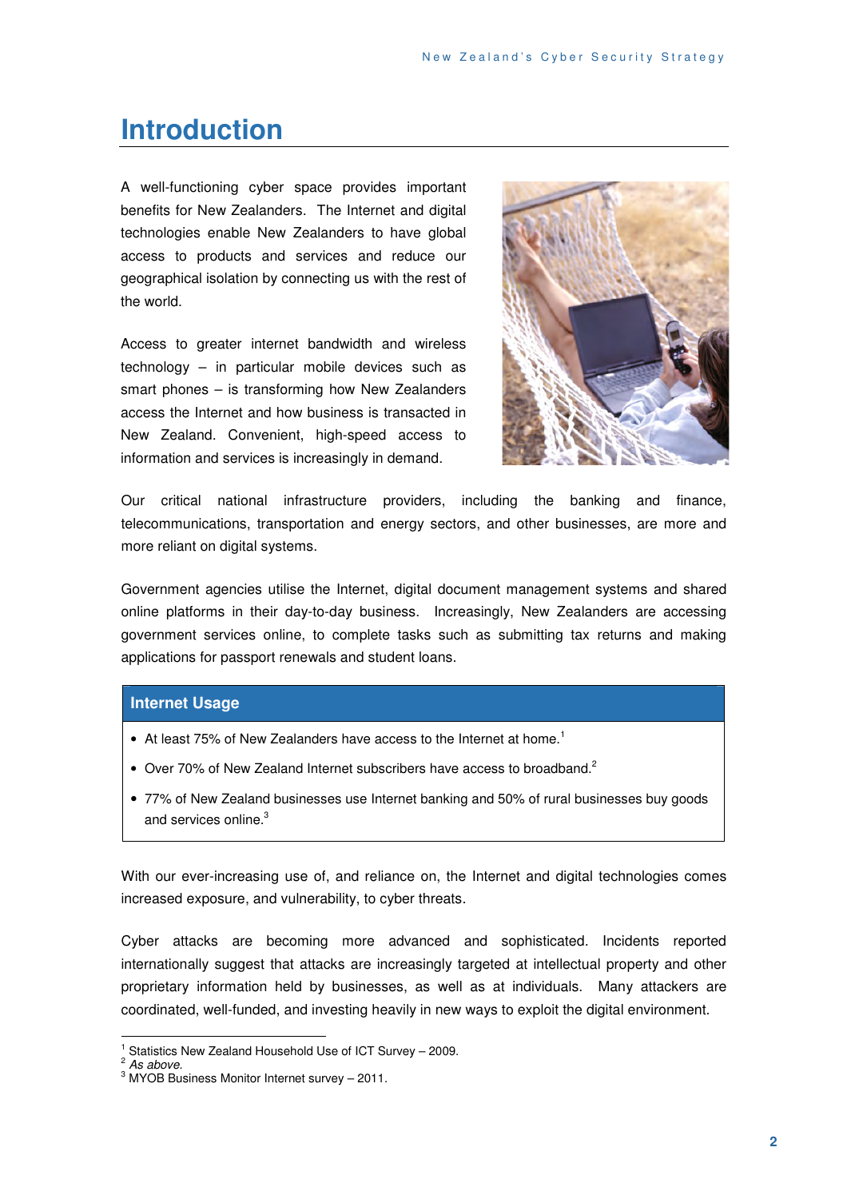# Introduction

A well-functioning cyber space provides important benefits for New Zealanders. The Internet and digital technologies enable New Zealanders to have global access to products and services and reduce our geographical isolation by connecting us with the rest of the world.

Access to greater internet bandwidth and wireless technology – in particular mobile devices such as smart phones – is transforming how New Zealanders access the Internet and how business is transacted in New Zealand. Convenient, high-speed access to information and services is increasingly in demand.

Our critical national infrastructure providers, including the banking and finance, telecommunications, transportation and energy sectors, and other businesses, are more and more reliant on digital systems.

Government agencies utilise the Internet, digital document management systems and shared online platforms in their day-to-day business. Increasingly, New Zealanders are accessing government services online, to complete tasks such as submitting tax returns and making applications for passport renewals and student loans.

**Internet Usage**

- At least 75% of New Zealanders have access to the Internet at home.[1]
- Over 70% of New Zealand Internet subscribers have access to broadband.[2]
- 77% of New Zealand businesses use Internet banking and 50% of rural businesses buy goods and services online.[3]

With our ever-increasing use of, and reliance on, the Internet and digital technologies comes increased exposure, and vulnerability, to cyber threats.

Cyber attacks are becoming more advanced and sophisticated. Incidents reported internationally suggest that attacks are increasingly targeted at intellectual property and other proprietary information held by businesses, as well as at individuals. Many attackers are coordinated, well-funded, and investing heavily in new ways to exploit the digital environment.

---

[1] Statistics New Zealand Household Use of ICT Survey – 2009.
[2] *As above.*
[3] MYOB Business Monitor Internet survey – 2011.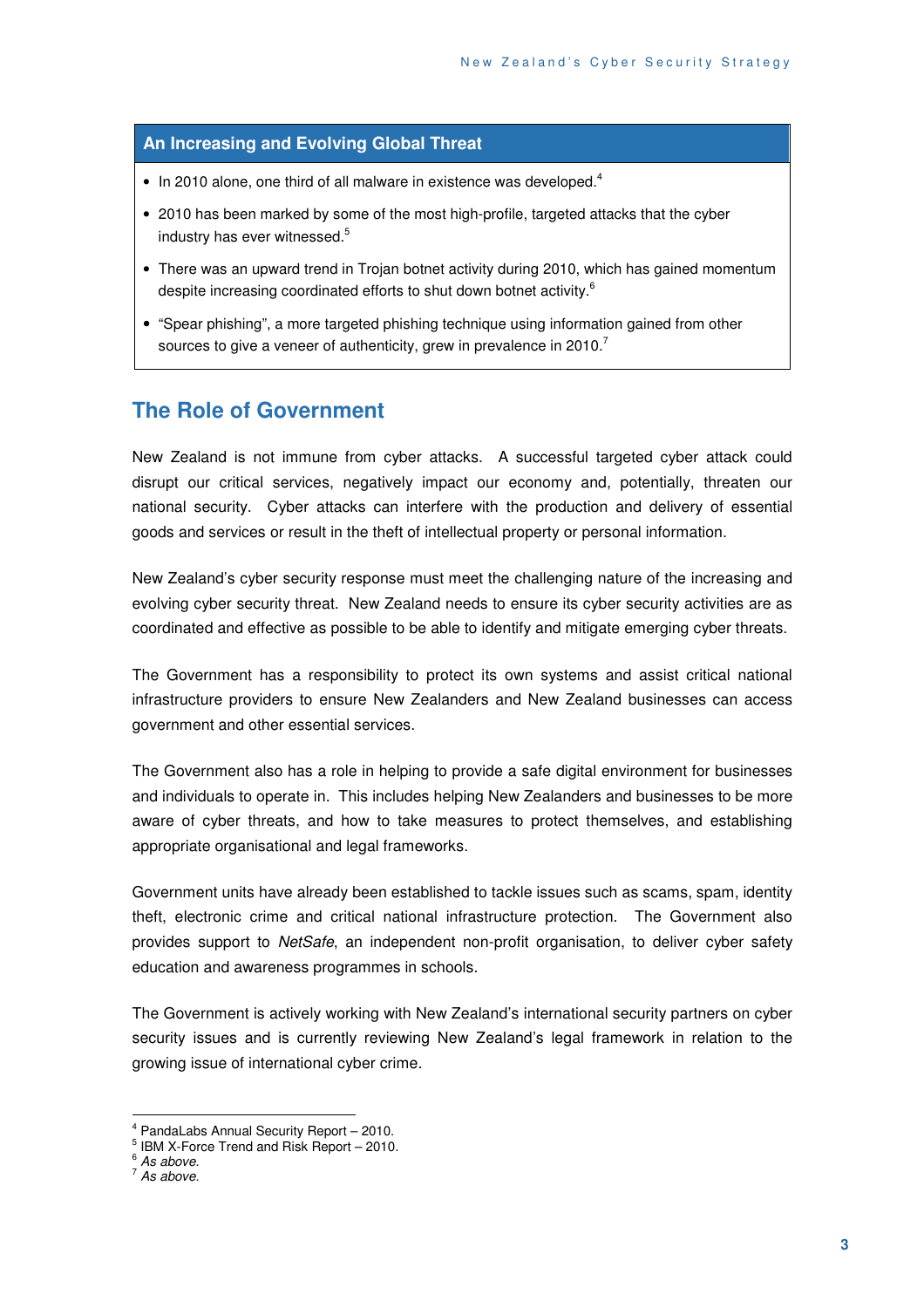### An Increasing and Evolving Global Threat

- In 2010 alone, one third of all malware in existence was developed.[4]
- 2010 has been marked by some of the most high-profile, targeted attacks that the cyber industry has ever witnessed.[5]
- There was an upward trend in Trojan botnet activity during 2010, which has gained momentum despite increasing coordinated efforts to shut down botnet activity.[6]
- "Spear phishing", a more targeted phishing technique using information gained from other sources to give a veneer of authenticity, grew in prevalence in 2010.[7]

## The Role of Government

New Zealand is not immune from cyber attacks. A successful targeted cyber attack could disrupt our critical services, negatively impact our economy and, potentially, threaten our national security. Cyber attacks can interfere with the production and delivery of essential goods and services or result in the theft of intellectual property or personal information.

New Zealand's cyber security response must meet the challenging nature of the increasing and evolving cyber security threat. New Zealand needs to ensure its cyber security activities are as coordinated and effective as possible to be able to identify and mitigate emerging cyber threats.

The Government has a responsibility to protect its own systems and assist critical national infrastructure providers to ensure New Zealanders and New Zealand businesses can access government and other essential services.

The Government also has a role in helping to provide a safe digital environment for businesses and individuals to operate in. This includes helping New Zealanders and businesses to be more aware of cyber threats, and how to take measures to protect themselves, and establishing appropriate organisational and legal frameworks.

Government units have already been established to tackle issues such as scams, spam, identity theft, electronic crime and critical national infrastructure protection. The Government also provides support to *NetSafe*, an independent non-profit organisation, to deliver cyber safety education and awareness programmes in schools.

The Government is actively working with New Zealand's international security partners on cyber security issues and is currently reviewing New Zealand's legal framework in relation to the growing issue of international cyber crime.

---

[4] PandaLabs Annual Security Report – 2010.
[5] IBM X-Force Trend and Risk Report – 2010.
[6] *As above.*
[7] *As above.*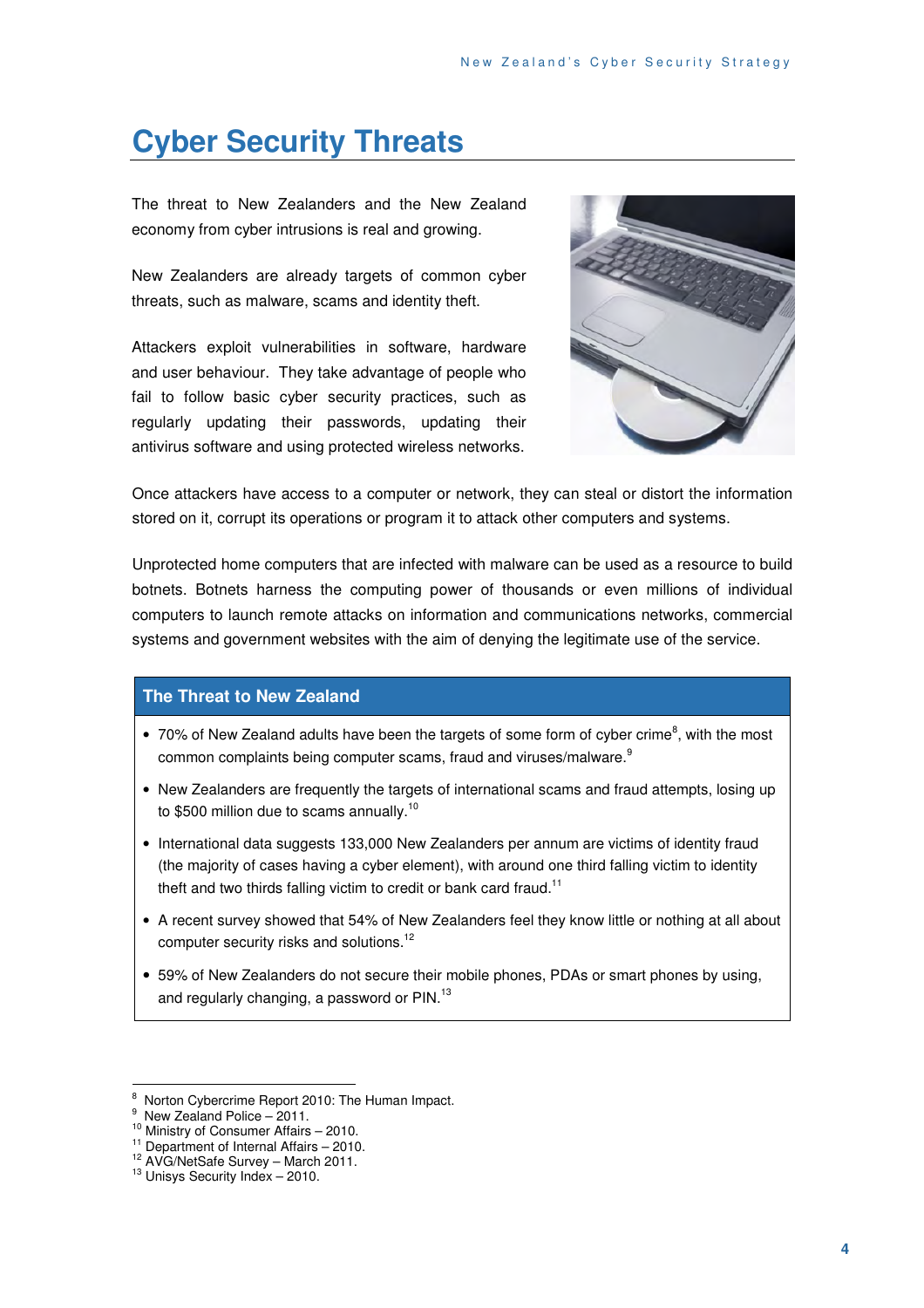# Cyber Security Threats

The threat to New Zealanders and the New Zealand economy from cyber intrusions is real and growing.

New Zealanders are already targets of common cyber threats, such as malware, scams and identity theft.

Attackers exploit vulnerabilities in software, hardware and user behaviour. They take advantage of people who fail to follow basic cyber security practices, such as regularly updating their passwords, updating their antivirus software and using protected wireless networks.

Once attackers have access to a computer or network, they can steal or distort the information stored on it, corrupt its operations or program it to attack other computers and systems.

Unprotected home computers that are infected with malware can be used as a resource to build botnets. Botnets harness the computing power of thousands or even millions of individual computers to launch remote attacks on information and communications networks, commercial systems and government websites with the aim of denying the legitimate use of the service.

## The Threat to New Zealand

- 70% of New Zealand adults have been the targets of some form of cyber crime[8], with the most common complaints being computer scams, fraud and viruses/malware.[9]
- New Zealanders are frequently the targets of international scams and fraud attempts, losing up to $500 million due to scams annually.[10]
- International data suggests 133,000 New Zealanders per annum are victims of identity fraud (the majority of cases having a cyber element), with around one third falling victim to identity theft and two thirds falling victim to credit or bank card fraud.[11]
- A recent survey showed that 54% of New Zealanders feel they know little or nothing at all about computer security risks and solutions.[12]
- 59% of New Zealanders do not secure their mobile phones, PDAs or smart phones by using, and regularly changing, a password or PIN.[13]

---

[8] Norton Cybercrime Report 2010: The Human Impact.
[9] New Zealand Police – 2011.
[10] Ministry of Consumer Affairs – 2010.
[11] Department of Internal Affairs – 2010.
[12] AVG/NetSafe Survey – March 2011.
[13] Unisys Security Index – 2010.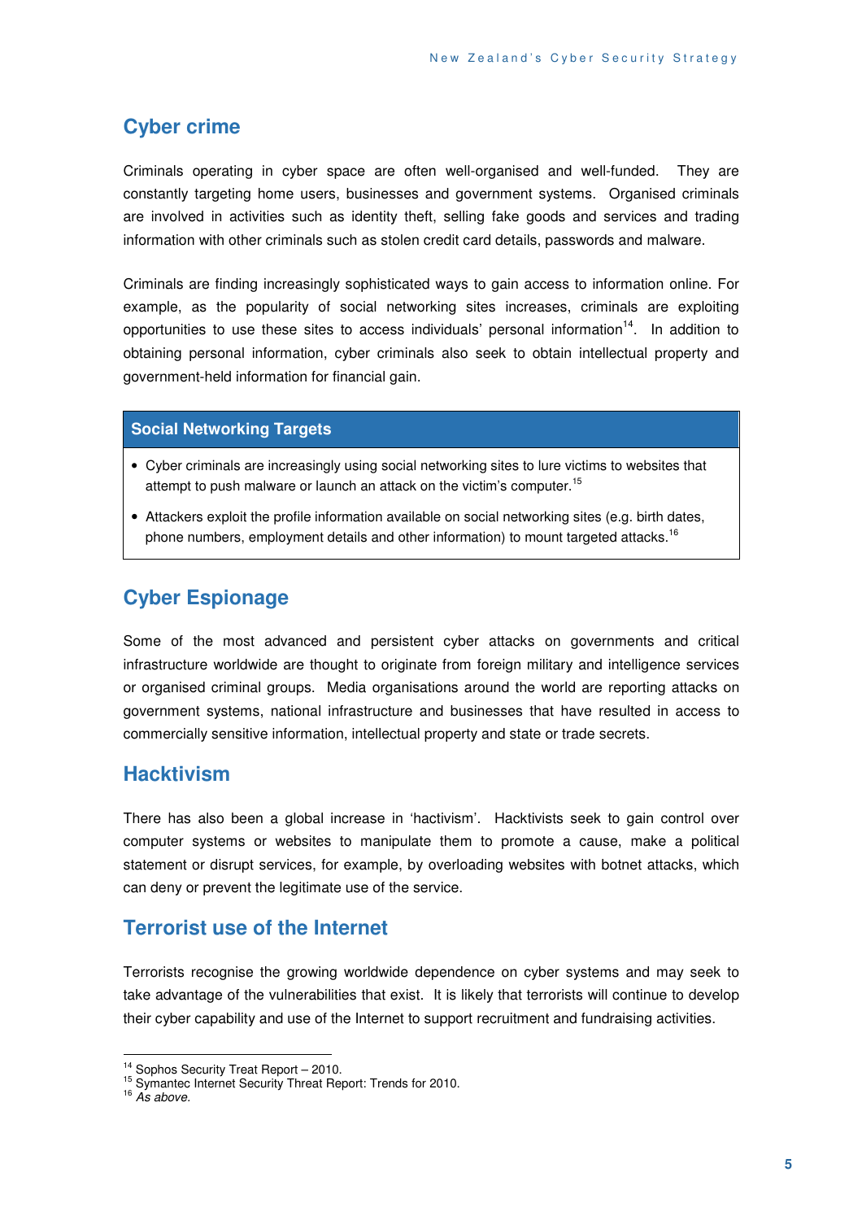## Cyber crime

Criminals operating in cyber space are often well-organised and well-funded. They are constantly targeting home users, businesses and government systems. Organised criminals are involved in activities such as identity theft, selling fake goods and services and trading information with other criminals such as stolen credit card details, passwords and malware.

Criminals are finding increasingly sophisticated ways to gain access to information online. For example, as the popularity of social networking sites increases, criminals are exploiting opportunities to use these sites to access individuals' personal information[14]. In addition to obtaining personal information, cyber criminals also seek to obtain intellectual property and government-held information for financial gain.

**Social Networking Targets**

- Cyber criminals are increasingly using social networking sites to lure victims to websites that attempt to push malware or launch an attack on the victim's computer.[15]
- Attackers exploit the profile information available on social networking sites (e.g. birth dates, phone numbers, employment details and other information) to mount targeted attacks.[16]

## Cyber Espionage

Some of the most advanced and persistent cyber attacks on governments and critical infrastructure worldwide are thought to originate from foreign military and intelligence services or organised criminal groups. Media organisations around the world are reporting attacks on government systems, national infrastructure and businesses that have resulted in access to commercially sensitive information, intellectual property and state or trade secrets.

## Hacktivism

There has also been a global increase in 'hactivism'. Hacktivists seek to gain control over computer systems or websites to manipulate them to promote a cause, make a political statement or disrupt services, for example, by overloading websites with botnet attacks, which can deny or prevent the legitimate use of the service.

## Terrorist use of the Internet

Terrorists recognise the growing worldwide dependence on cyber systems and may seek to take advantage of the vulnerabilities that exist. It is likely that terrorists will continue to develop their cyber capability and use of the Internet to support recruitment and fundraising activities.

---

[14] Sophos Security Treat Report – 2010.
[15] Symantec Internet Security Threat Report: Trends for 2010.
[16] *As above.*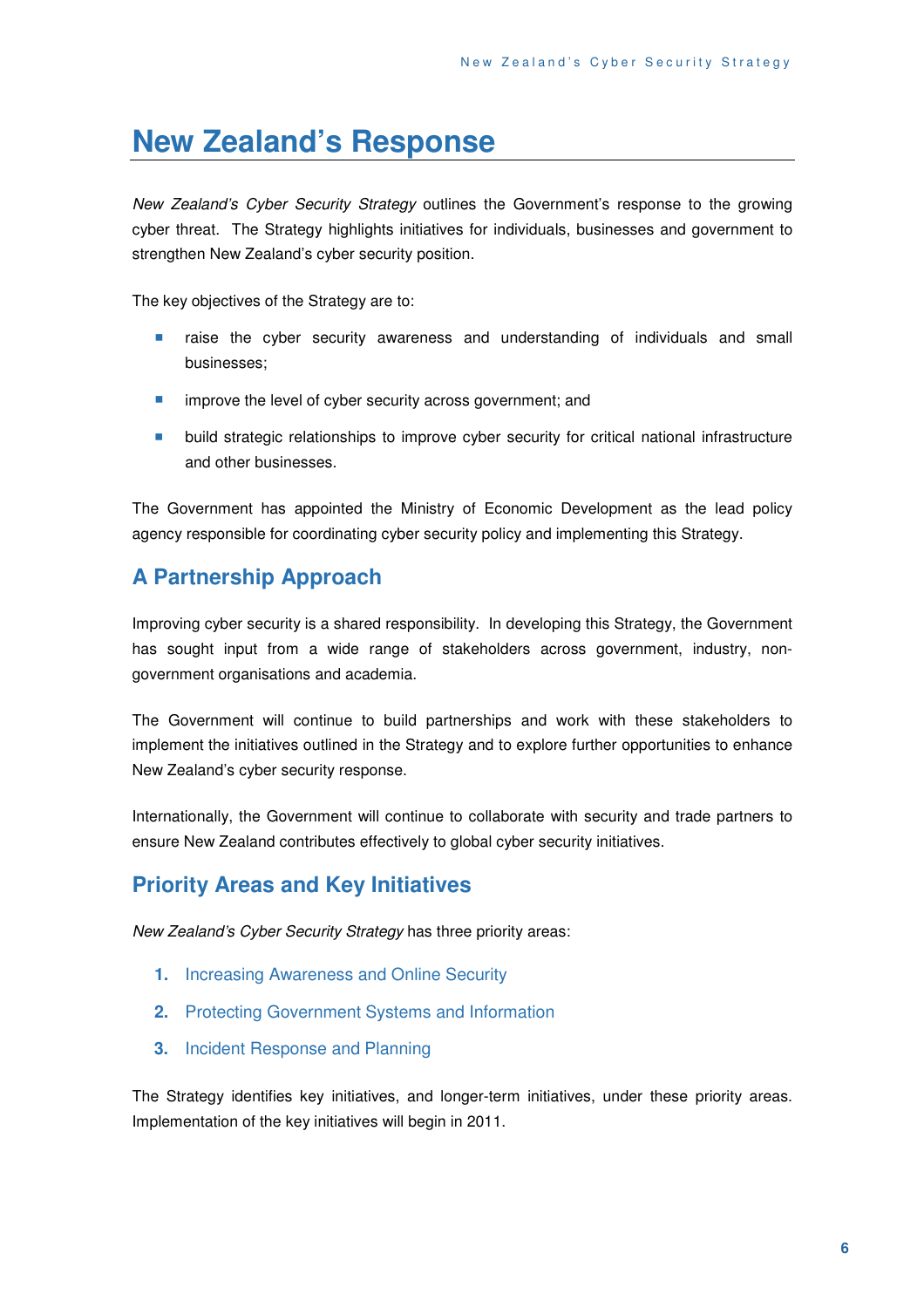# New Zealand's Response

*New Zealand's Cyber Security Strategy* outlines the Government's response to the growing cyber threat. The Strategy highlights initiatives for individuals, businesses and government to strengthen New Zealand's cyber security position.

The key objectives of the Strategy are to:

- raise the cyber security awareness and understanding of individuals and small businesses;
- improve the level of cyber security across government; and
- build strategic relationships to improve cyber security for critical national infrastructure and other businesses.

The Government has appointed the Ministry of Economic Development as the lead policy agency responsible for coordinating cyber security policy and implementing this Strategy.

## A Partnership Approach

Improving cyber security is a shared responsibility. In developing this Strategy, the Government has sought input from a wide range of stakeholders across government, industry, non-government organisations and academia.

The Government will continue to build partnerships and work with these stakeholders to implement the initiatives outlined in the Strategy and to explore further opportunities to enhance New Zealand's cyber security response.

Internationally, the Government will continue to collaborate with security and trade partners to ensure New Zealand contributes effectively to global cyber security initiatives.

## Priority Areas and Key Initiatives

*New Zealand's Cyber Security Strategy* has three priority areas:

1. Increasing Awareness and Online Security
2. Protecting Government Systems and Information
3. Incident Response and Planning

The Strategy identifies key initiatives, and longer-term initiatives, under these priority areas. Implementation of the key initiatives will begin in 2011.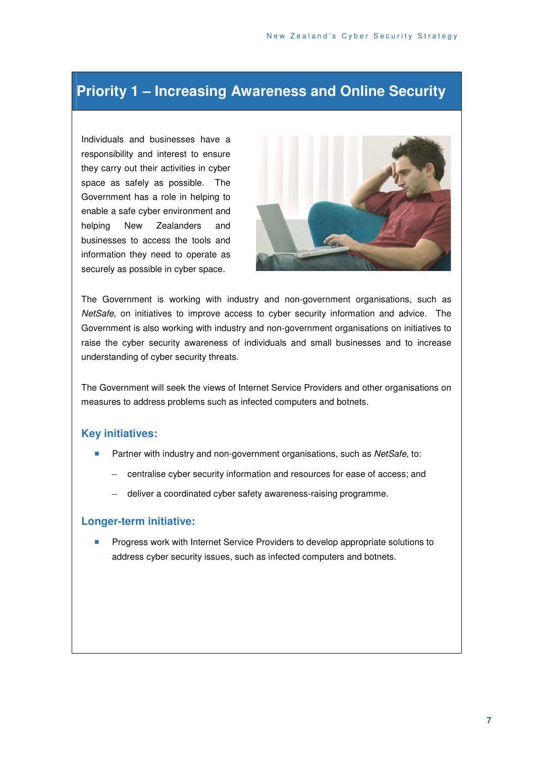# Priority 1 – Increasing Awareness and Online Security

Individuals and businesses have a responsibility and interest to ensure they carry out their activities in cyber space as safely as possible. The Government has a role in helping to enable a safe cyber environment and helping New Zealanders and businesses to access the tools and information they need to operate as securely as possible in cyber space.

The Government is working with industry and non-government organisations, such as *NetSafe*, on initiatives to improve access to cyber security information and advice. The Government is also working with industry and non-government organisations on initiatives to raise the cyber security awareness of individuals and small businesses and to increase understanding of cyber security threats.

The Government will seek the views of Internet Service Providers and other organisations on measures to address problems such as infected computers and botnets.

## Key initiatives:

- Partner with industry and non-government organisations, such as *NetSafe,* to:
  - centralise cyber security information and resources for ease of access; and
  - deliver a coordinated cyber safety awareness-raising programme.

## Longer-term initiative:

- Progress work with Internet Service Providers to develop appropriate solutions to address cyber security issues, such as infected computers and botnets.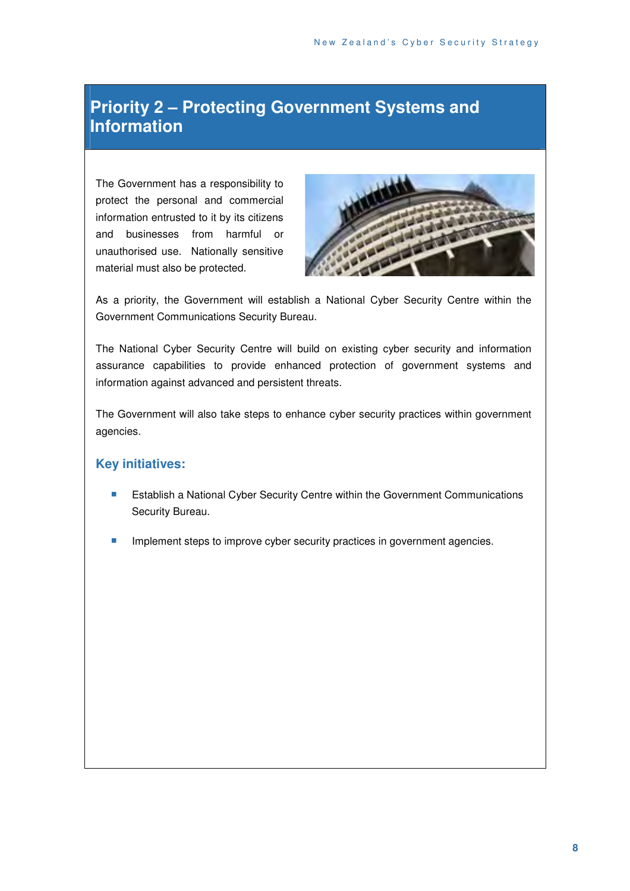# Priority 2 – Protecting Government Systems and Information

The Government has a responsibility to protect the personal and commercial information entrusted to it by its citizens and businesses from harmful or unauthorised use. Nationally sensitive material must also be protected.

As a priority, the Government will establish a National Cyber Security Centre within the Government Communications Security Bureau.

The National Cyber Security Centre will build on existing cyber security and information assurance capabilities to provide enhanced protection of government systems and information against advanced and persistent threats.

The Government will also take steps to enhance cyber security practices within government agencies.

## Key initiatives:

- Establish a National Cyber Security Centre within the Government Communications Security Bureau.
- Implement steps to improve cyber security practices in government agencies.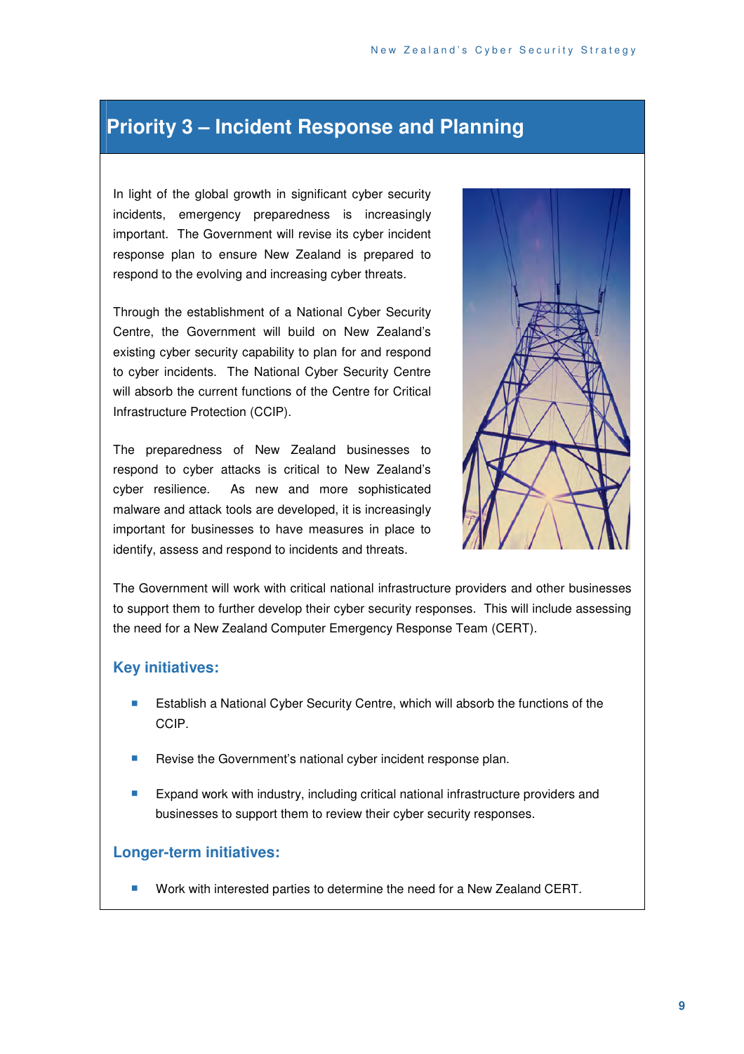# Priority 3 – Incident Response and Planning

In light of the global growth in significant cyber security incidents, emergency preparedness is increasingly important. The Government will revise its cyber incident response plan to ensure New Zealand is prepared to respond to the evolving and increasing cyber threats.

Through the establishment of a National Cyber Security Centre, the Government will build on New Zealand's existing cyber security capability to plan for and respond to cyber incidents. The National Cyber Security Centre will absorb the current functions of the Centre for Critical Infrastructure Protection (CCIP).

The preparedness of New Zealand businesses to respond to cyber attacks is critical to New Zealand's cyber resilience. As new and more sophisticated malware and attack tools are developed, it is increasingly important for businesses to have measures in place to identify, assess and respond to incidents and threats.

The Government will work with critical national infrastructure providers and other businesses to support them to further develop their cyber security responses. This will include assessing the need for a New Zealand Computer Emergency Response Team (CERT).

## Key initiatives:

- Establish a National Cyber Security Centre, which will absorb the functions of the CCIP.
- Revise the Government's national cyber incident response plan.
- Expand work with industry, including critical national infrastructure providers and businesses to support them to review their cyber security responses.

## Longer-term initiatives:

- Work with interested parties to determine the need for a New Zealand CERT.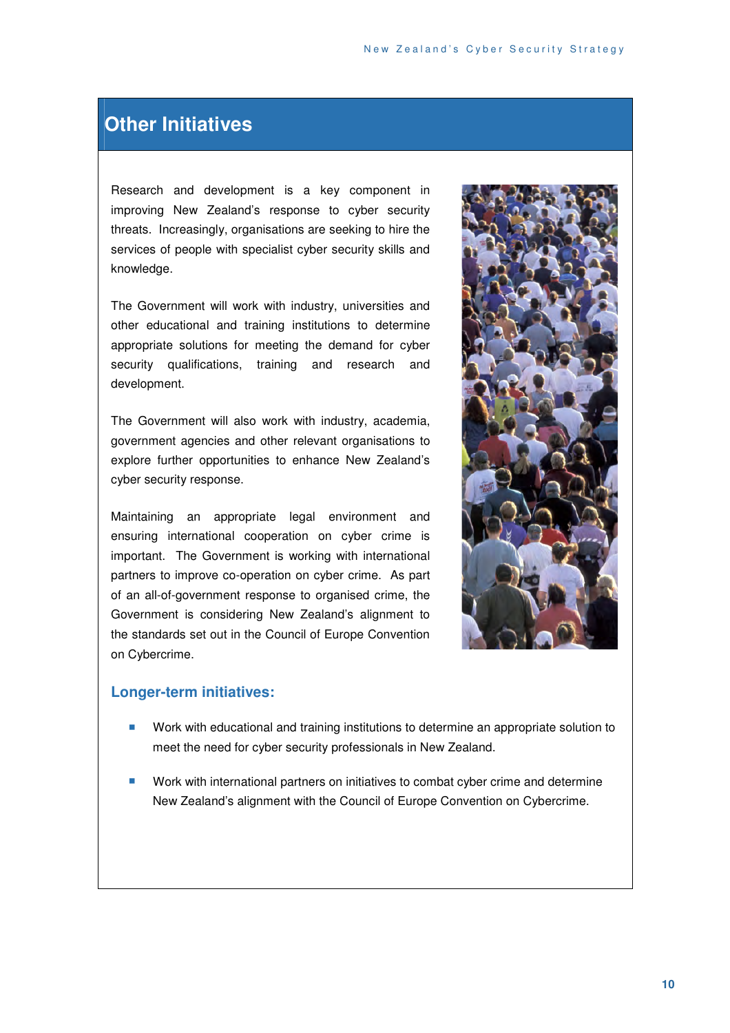# Other Initiatives

Research and development is a key component in improving New Zealand's response to cyber security threats. Increasingly, organisations are seeking to hire the services of people with specialist cyber security skills and knowledge.

The Government will work with industry, universities and other educational and training institutions to determine appropriate solutions for meeting the demand for cyber security qualifications, training and research and development.

The Government will also work with industry, academia, government agencies and other relevant organisations to explore further opportunities to enhance New Zealand's cyber security response.

Maintaining an appropriate legal environment and ensuring international cooperation on cyber crime is important. The Government is working with international partners to improve co-operation on cyber crime. As part of an all-of-government response to organised crime, the Government is considering New Zealand's alignment to the standards set out in the Council of Europe Convention on Cybercrime.

## Longer-term initiatives:

- Work with educational and training institutions to determine an appropriate solution to meet the need for cyber security professionals in New Zealand.
- Work with international partners on initiatives to combat cyber crime and determine New Zealand's alignment with the Council of Europe Convention on Cybercrime.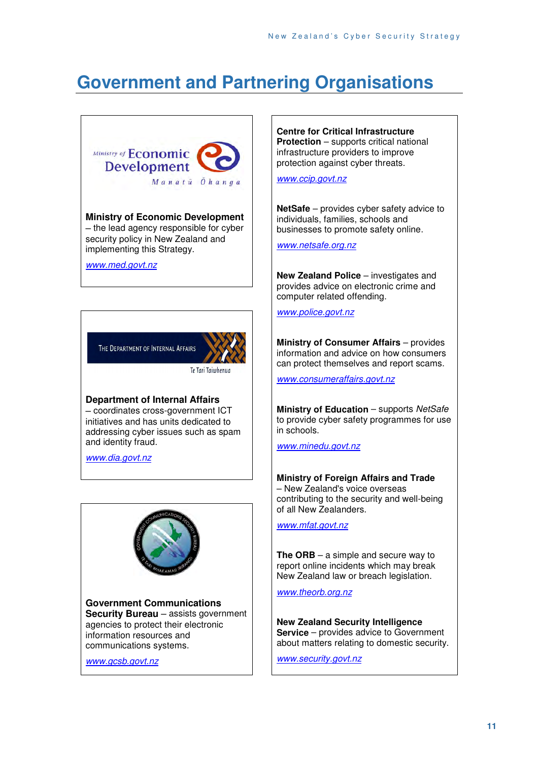# Government and Partnering Organisations

**Ministry of Economic Development** – the lead agency responsible for cyber security policy in New Zealand and implementing this Strategy.

www.med.govt.nz

**Department of Internal Affairs** – coordinates cross-government ICT initiatives and has units dedicated to addressing cyber issues such as spam and identity fraud.

www.dia.govt.nz

**Government Communications Security Bureau** – assists government agencies to protect their electronic information resources and communications systems.

www.gcsb.govt.nz

**Centre for Critical Infrastructure Protection** – supports critical national infrastructure providers to improve protection against cyber threats.

www.ccip.govt.nz

**NetSafe** – provides cyber safety advice to individuals, families, schools and businesses to promote safety online.

www.netsafe.org.nz

**New Zealand Police** – investigates and provides advice on electronic crime and computer related offending.

www.police.govt.nz

**Ministry of Consumer Affairs** – provides information and advice on how consumers can protect themselves and report scams.

www.consumeraffairs.govt.nz

**Ministry of Education** – supports *NetSafe* to provide cyber safety programmes for use in schools.

www.minedu.govt.nz

**Ministry of Foreign Affairs and Trade** – New Zealand's voice overseas contributing to the security and well-being of all New Zealanders.

www.mfat.govt.nz

**The ORB** – a simple and secure way to report online incidents which may break New Zealand law or breach legislation.

www.theorb.org.nz

**New Zealand Security Intelligence Service** – provides advice to Government about matters relating to domestic security.

www.security.govt.nz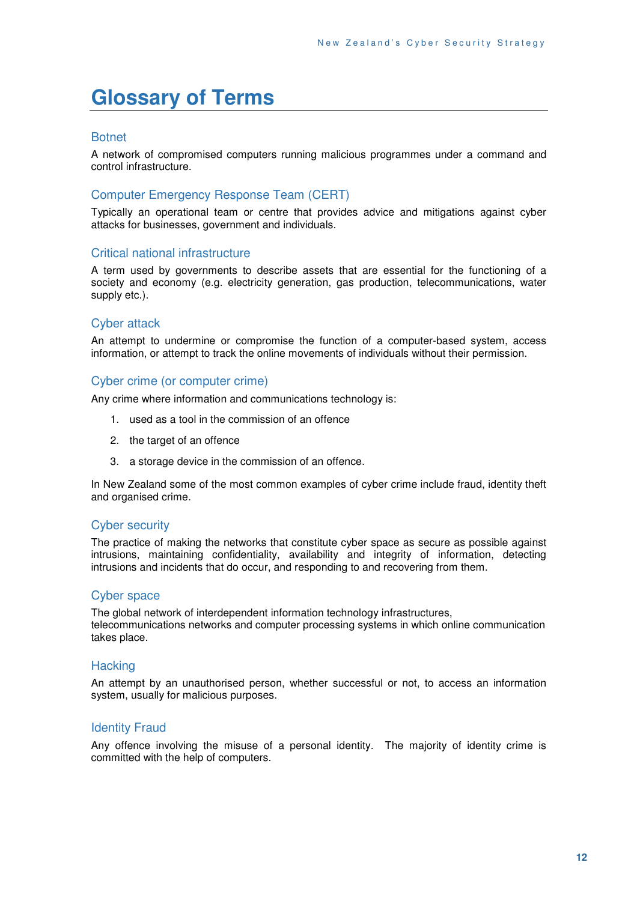# Glossary of Terms

## Botnet

A network of compromised computers running malicious programmes under a command and control infrastructure.

## Computer Emergency Response Team (CERT)

Typically an operational team or centre that provides advice and mitigations against cyber attacks for businesses, government and individuals.

## Critical national infrastructure

A term used by governments to describe assets that are essential for the functioning of a society and economy (e.g. electricity generation, gas production, telecommunications, water supply etc.).

## Cyber attack

An attempt to undermine or compromise the function of a computer-based system, access information, or attempt to track the online movements of individuals without their permission.

## Cyber crime (or computer crime)

Any crime where information and communications technology is:

1. used as a tool in the commission of an offence
2. the target of an offence
3. a storage device in the commission of an offence.

In New Zealand some of the most common examples of cyber crime include fraud, identity theft and organised crime.

## Cyber security

The practice of making the networks that constitute cyber space as secure as possible against intrusions, maintaining confidentiality, availability and integrity of information, detecting intrusions and incidents that do occur, and responding to and recovering from them.

## Cyber space

The global network of interdependent information technology infrastructures, telecommunications networks and computer processing systems in which online communication takes place.

## Hacking

An attempt by an unauthorised person, whether successful or not, to access an information system, usually for malicious purposes.

## Identity Fraud

Any offence involving the misuse of a personal identity. The majority of identity crime is committed with the help of computers.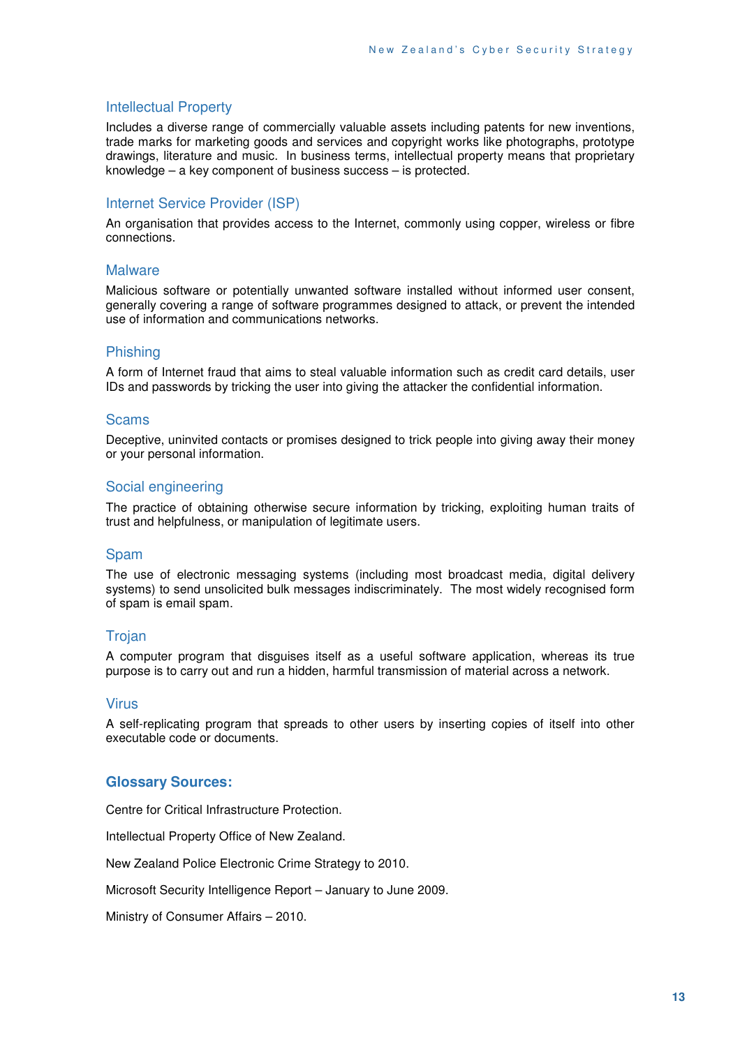### Intellectual Property

Includes a diverse range of commercially valuable assets including patents for new inventions, trade marks for marketing goods and services and copyright works like photographs, prototype drawings, literature and music. In business terms, intellectual property means that proprietary knowledge – a key component of business success – is protected.

### Internet Service Provider (ISP)

An organisation that provides access to the Internet, commonly using copper, wireless or fibre connections.

### Malware

Malicious software or potentially unwanted software installed without informed user consent, generally covering a range of software programmes designed to attack, or prevent the intended use of information and communications networks.

### Phishing

A form of Internet fraud that aims to steal valuable information such as credit card details, user IDs and passwords by tricking the user into giving the attacker the confidential information.

### Scams

Deceptive, uninvited contacts or promises designed to trick people into giving away their money or your personal information.

### Social engineering

The practice of obtaining otherwise secure information by tricking, exploiting human traits of trust and helpfulness, or manipulation of legitimate users.

### Spam

The use of electronic messaging systems (including most broadcast media, digital delivery systems) to send unsolicited bulk messages indiscriminately. The most widely recognised form of spam is email spam.

### Trojan

A computer program that disguises itself as a useful software application, whereas its true purpose is to carry out and run a hidden, harmful transmission of material across a network.

### Virus

A self-replicating program that spreads to other users by inserting copies of itself into other executable code or documents.

## Glossary Sources:

Centre for Critical Infrastructure Protection.

Intellectual Property Office of New Zealand.

New Zealand Police Electronic Crime Strategy to 2010.

Microsoft Security Intelligence Report – January to June 2009.

Ministry of Consumer Affairs – 2010.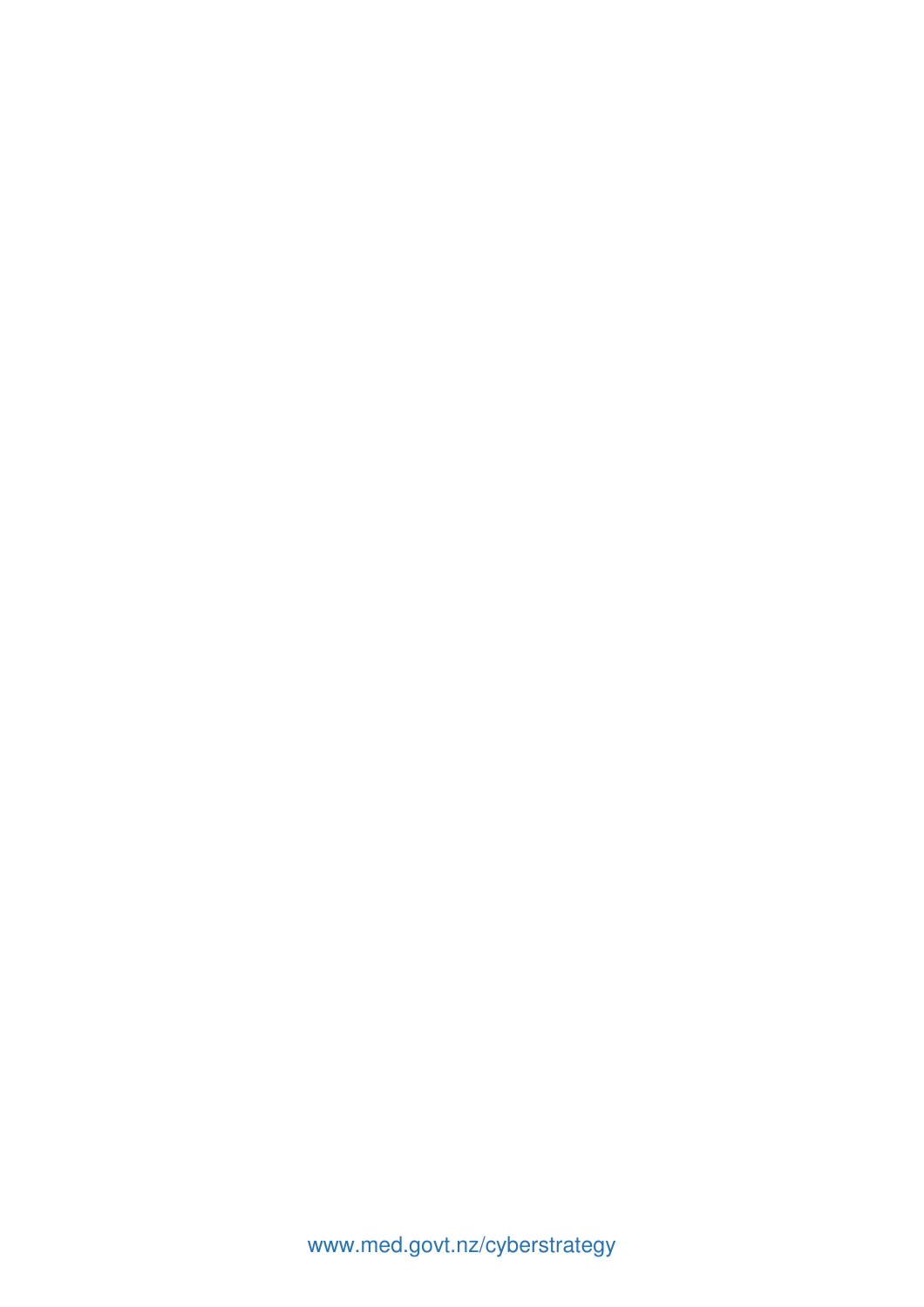www.med.govt.nz/cyberstrategy